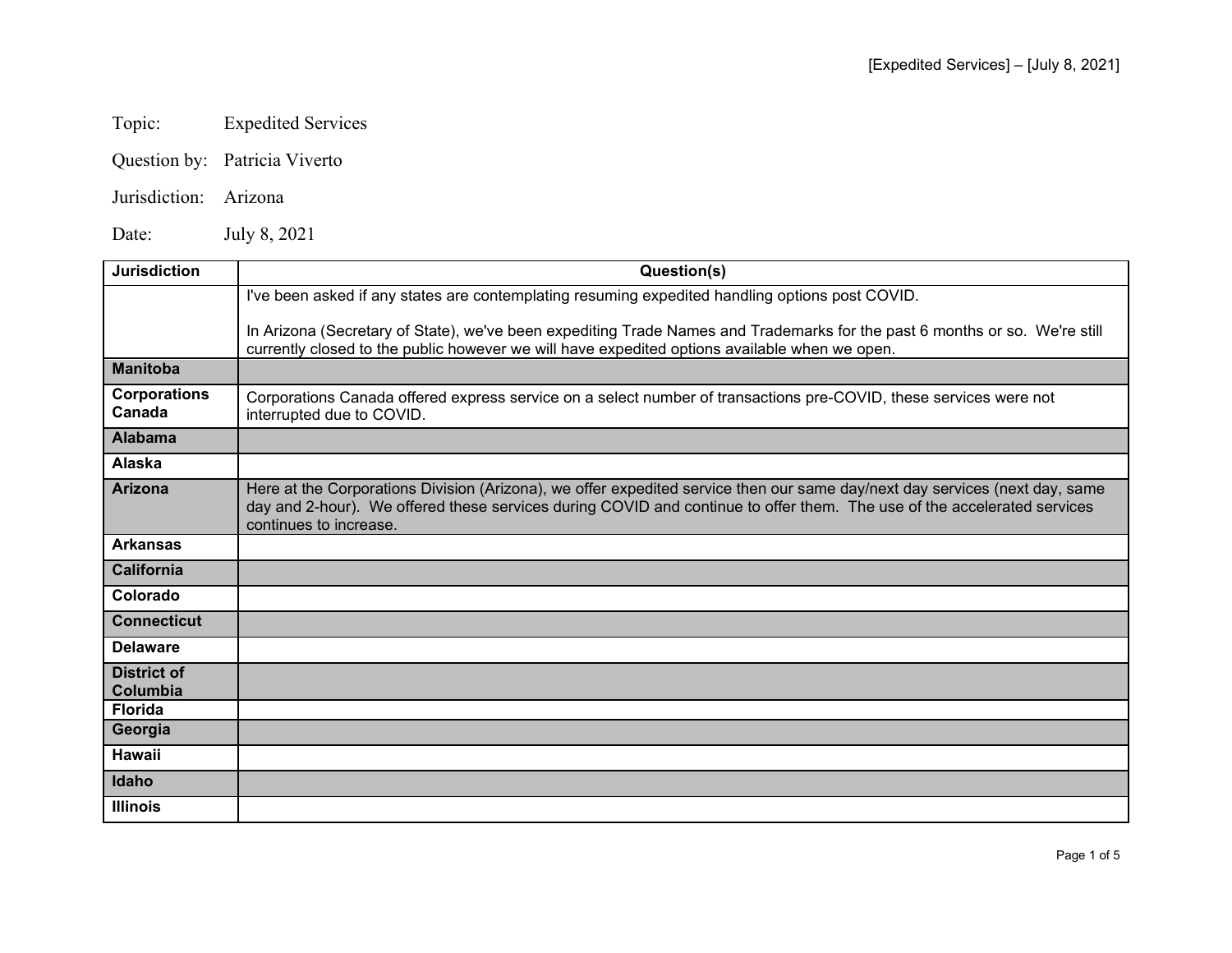Topic: Expedited Services

Question by: Patricia Viverto

Jurisdiction: Arizona

Date: July 8, 2021

| Jurisdiction | Question(s) |
|---|---|
| | I've been asked if any states are contemplating resuming expedited handling options post COVID.<br><br>In Arizona (Secretary of State), we've been expediting Trade Names and Trademarks for the past 6 months or so. We're still currently closed to the public however we will have expedited options available when we open. |
| **Manitoba** | |
| **Corporations Canada** | Corporations Canada offered express service on a select number of transactions pre-COVID, these services were not interrupted due to COVID. |
| **Alabama** | |
| **Alaska** | |
| **Arizona** | Here at the Corporations Division (Arizona), we offer expedited service then our same day/next day services (next day, same day and 2-hour). We offered these services during COVID and continue to offer them. The use of the accelerated services continues to increase. |
| **Arkansas** | |
| **California** | |
| **Colorado** | |
| **Connecticut** | |
| **Delaware** | |
| **District of Columbia** | |
| **Florida** | |
| **Georgia** | |
| **Hawaii** | |
| **Idaho** | |
| **Illinois** | |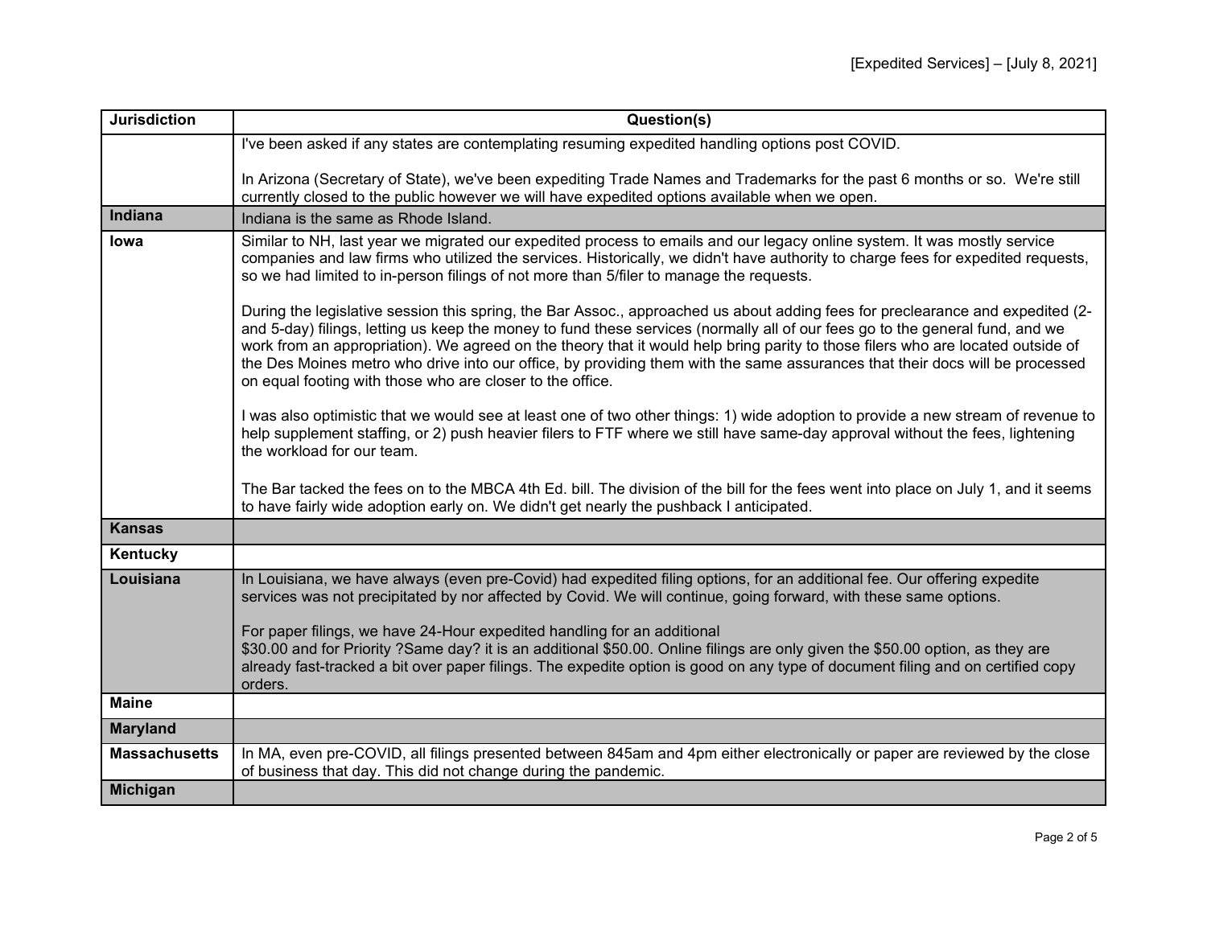| Jurisdiction | Question(s) |
|---|---|
| | I've been asked if any states are contemplating resuming expedited handling options post COVID.<br><br>In Arizona (Secretary of State), we've been expediting Trade Names and Trademarks for the past 6 months or so. We're still currently closed to the public however we will have expedited options available when we open. |
| **Indiana** | Indiana is the same as Rhode Island. |
| **Iowa** | Similar to NH, last year we migrated our expedited process to emails and our legacy online system. It was mostly service companies and law firms who utilized the services. Historically, we didn't have authority to charge fees for expedited requests, so we had limited to in-person filings of not more than 5/filer to manage the requests.<br><br>During the legislative session this spring, the Bar Assoc., approached us about adding fees for preclearance and expedited (2- and 5-day) filings, letting us keep the money to fund these services (normally all of our fees go to the general fund, and we work from an appropriation). We agreed on the theory that it would help bring parity to those filers who are located outside of the Des Moines metro who drive into our office, by providing them with the same assurances that their docs will be processed on equal footing with those who are closer to the office.<br><br>I was also optimistic that we would see at least one of two other things: 1) wide adoption to provide a new stream of revenue to help supplement staffing, or 2) push heavier filers to FTF where we still have same-day approval without the fees, lightening the workload for our team.<br><br>The Bar tacked the fees on to the MBCA 4th Ed. bill. The division of the bill for the fees went into place on July 1, and it seems to have fairly wide adoption early on. We didn't get nearly the pushback I anticipated. |
| **Kansas** | |
| **Kentucky** | |
| **Louisiana** | In Louisiana, we have always (even pre-Covid) had expedited filing options, for an additional fee. Our offering expedite services was not precipitated by nor affected by Covid. We will continue, going forward, with these same options.<br><br>For paper filings, we have 24-Hour expedited handling for an additional<br>$30.00 and for Priority ?Same day? it is an additional $50.00. Online filings are only given the $50.00 option, as they are already fast-tracked a bit over paper filings. The expedite option is good on any type of document filing and on certified copy orders. |
| **Maine** | |
| **Maryland** | |
| **Massachusetts** | In MA, even pre-COVID, all filings presented between 845am and 4pm either electronically or paper are reviewed by the close of business that day. This did not change during the pandemic. |
| **Michigan** | |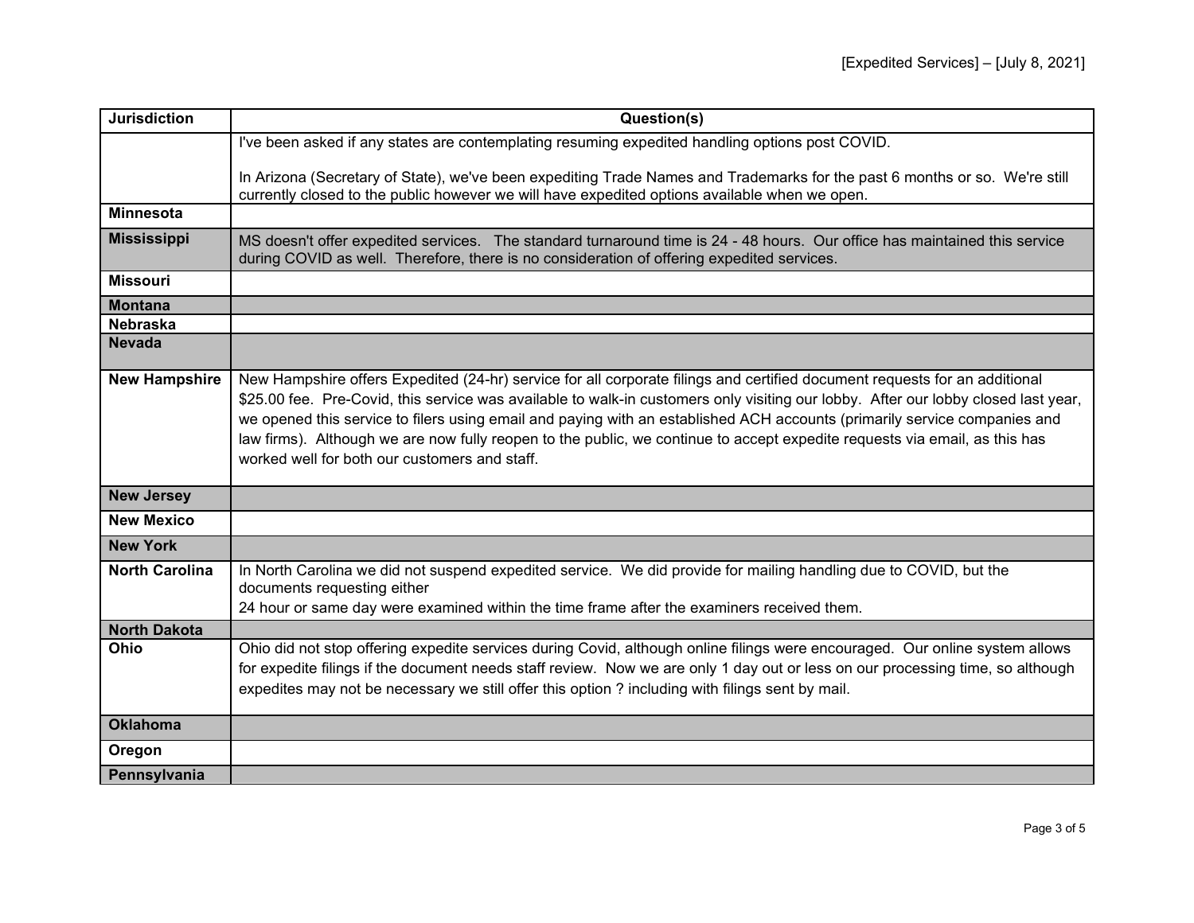| Jurisdiction | Question(s) |
| --- | --- |
| | I've been asked if any states are contemplating resuming expedited handling options post COVID.<br><br>In Arizona (Secretary of State), we've been expediting Trade Names and Trademarks for the past 6 months or so. We're still currently closed to the public however we will have expedited options available when we open. |
| **Minnesota** | |
| **Mississippi** | MS doesn't offer expedited services. The standard turnaround time is 24 - 48 hours. Our office has maintained this service during COVID as well. Therefore, there is no consideration of offering expedited services. |
| **Missouri** | |
| **Montana** | |
| **Nebraska** | |
| **Nevada** | |
| **New Hampshire** | New Hampshire offers Expedited (24-hr) service for all corporate filings and certified document requests for an additional $25.00 fee. Pre-Covid, this service was available to walk-in customers only visiting our lobby. After our lobby closed last year, we opened this service to filers using email and paying with an established ACH accounts (primarily service companies and law firms). Although we are now fully reopen to the public, we continue to accept expedite requests via email, as this has worked well for both our customers and staff. |
| **New Jersey** | |
| **New Mexico** | |
| **New York** | |
| **North Carolina** | In North Carolina we did not suspend expedited service. We did provide for mailing handling due to COVID, but the documents requesting either<br>24 hour or same day were examined within the time frame after the examiners received them. |
| **North Dakota** | |
| **Ohio** | Ohio did not stop offering expedite services during Covid, although online filings were encouraged. Our online system allows for expedite filings if the document needs staff review. Now we are only 1 day out or less on our processing time, so although expedites may not be necessary we still offer this option ? including with filings sent by mail. |
| **Oklahoma** | |
| **Oregon** | |
| **Pennsylvania** | |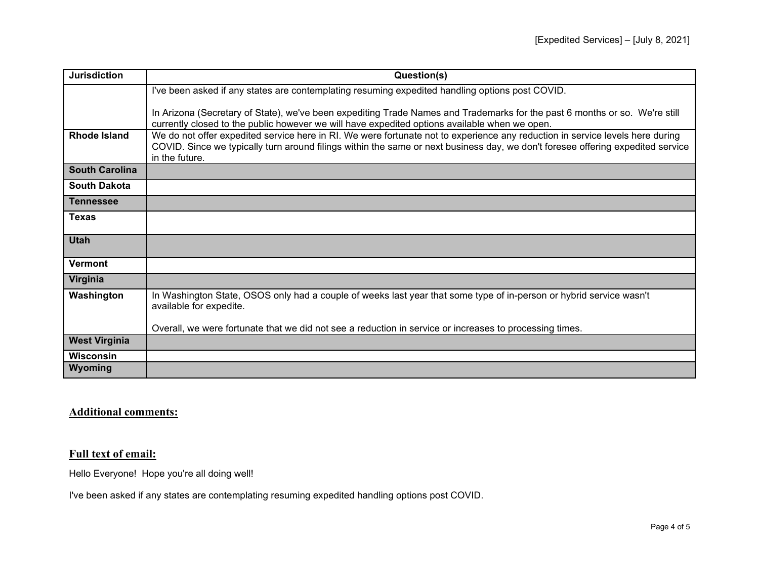| Jurisdiction | Question(s) |
|---|---|
| | I've been asked if any states are contemplating resuming expedited handling options post COVID.<br><br>In Arizona (Secretary of State), we've been expediting Trade Names and Trademarks for the past 6 months or so. We're still currently closed to the public however we will have expedited options available when we open. |
| **Rhode Island** | We do not offer expedited service here in RI. We were fortunate not to experience any reduction in service levels here during COVID. Since we typically turn around filings within the same or next business day, we don't foresee offering expedited service in the future. |
| **South Carolina** | |
| **South Dakota** | |
| **Tennessee** | |
| **Texas** | |
| **Utah** | |
| **Vermont** | |
| **Virginia** | |
| **Washington** | In Washington State, OSOS only had a couple of weeks last year that some type of in-person or hybrid service wasn't available for expedite.<br><br>Overall, we were fortunate that we did not see a reduction in service or increases to processing times. |
| **West Virginia** | |
| **Wisconsin** | |
| **Wyoming** | |

## Additional comments:

## Full text of email:

Hello Everyone! Hope you're all doing well!

I've been asked if any states are contemplating resuming expedited handling options post COVID.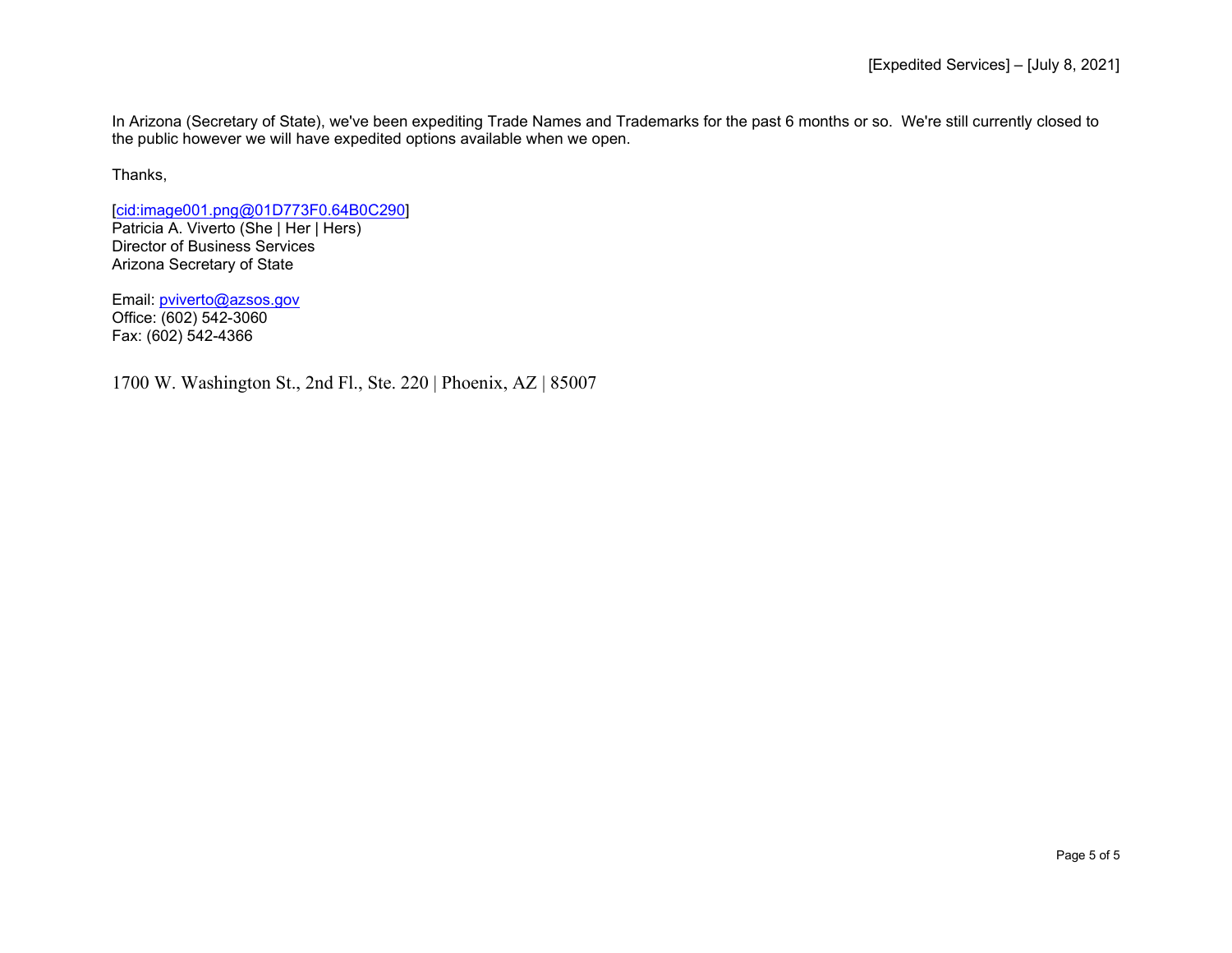In Arizona (Secretary of State), we've been expediting Trade Names and Trademarks for the past 6 months or so.  We're still currently closed to the public however we will have expedited options available when we open.

Thanks,

[cid:image001.png@01D773F0.64B0C290]
Patricia A. Viverto (She | Her | Hers)
Director of Business Services
Arizona Secretary of State

Email: pviverto@azsos.gov
Office: (602) 542-3060
Fax: (602) 542-4366

1700 W. Washington St., 2nd Fl., Ste. 220 | Phoenix, AZ | 85007